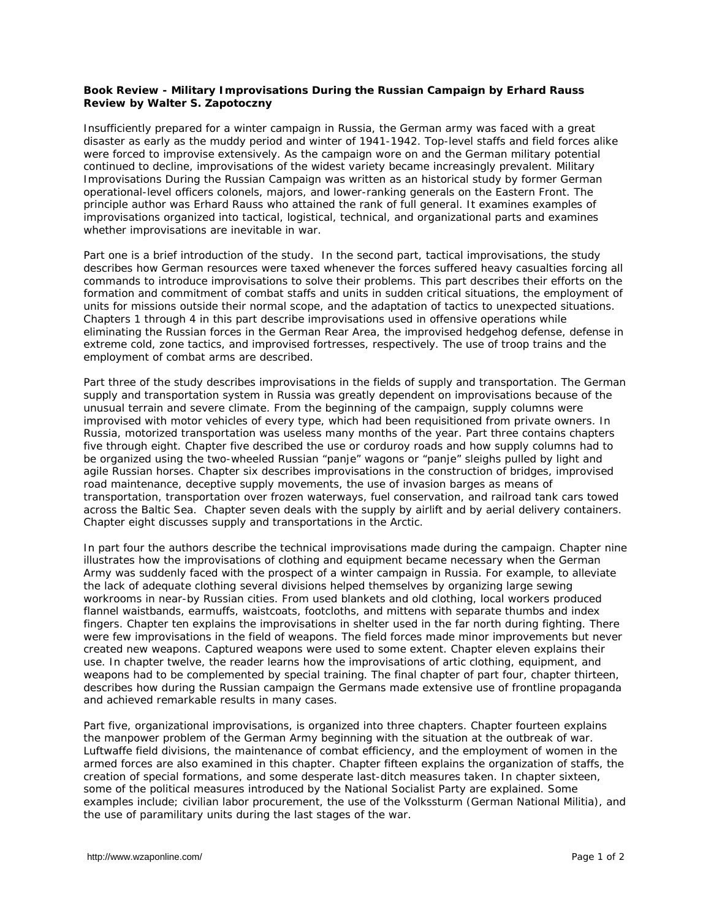**Book Review - Military Improvisations During the Russian Campaign by Erhard Rauss**
**Review by Walter S. Zapotoczny**

Insufficiently prepared for a winter campaign in Russia, the German army was faced with a great disaster as early as the muddy period and winter of 1941-1942. Top-level staffs and field forces alike were forced to improvise extensively. As the campaign wore on and the German military potential continued to decline, improvisations of the widest variety became increasingly prevalent. Military Improvisations During the Russian Campaign was written as an historical study by former German operational-level officers colonels, majors, and lower-ranking generals on the Eastern Front. The principle author was Erhard Rauss who attained the rank of full general. It examines examples of improvisations organized into tactical, logistical, technical, and organizational parts and examines whether improvisations are inevitable in war.

Part one is a brief introduction of the study. In the second part, tactical improvisations, the study describes how German resources were taxed whenever the forces suffered heavy casualties forcing all commands to introduce improvisations to solve their problems. This part describes their efforts on the formation and commitment of combat staffs and units in sudden critical situations, the employment of units for missions outside their normal scope, and the adaptation of tactics to unexpected situations. Chapters 1 through 4 in this part describe improvisations used in offensive operations while eliminating the Russian forces in the German Rear Area, the improvised hedgehog defense, defense in extreme cold, zone tactics, and improvised fortresses, respectively. The use of troop trains and the employment of combat arms are described.

Part three of the study describes improvisations in the fields of supply and transportation. The German supply and transportation system in Russia was greatly dependent on improvisations because of the unusual terrain and severe climate. From the beginning of the campaign, supply columns were improvised with motor vehicles of every type, which had been requisitioned from private owners. In Russia, motorized transportation was useless many months of the year. Part three contains chapters five through eight. Chapter five described the use or corduroy roads and how supply columns had to be organized using the two-wheeled Russian "panje" wagons or "panje" sleighs pulled by light and agile Russian horses. Chapter six describes improvisations in the construction of bridges, improvised road maintenance, deceptive supply movements, the use of invasion barges as means of transportation, transportation over frozen waterways, fuel conservation, and railroad tank cars towed across the Baltic Sea. Chapter seven deals with the supply by airlift and by aerial delivery containers. Chapter eight discusses supply and transportations in the Arctic.

In part four the authors describe the technical improvisations made during the campaign. Chapter nine illustrates how the improvisations of clothing and equipment became necessary when the German Army was suddenly faced with the prospect of a winter campaign in Russia. For example, to alleviate the lack of adequate clothing several divisions helped themselves by organizing large sewing workrooms in near-by Russian cities. From used blankets and old clothing, local workers produced flannel waistbands, earmuffs, waistcoats, footcloths, and mittens with separate thumbs and index fingers. Chapter ten explains the improvisations in shelter used in the far north during fighting. There were few improvisations in the field of weapons. The field forces made minor improvements but never created new weapons. Captured weapons were used to some extent. Chapter eleven explains their use. In chapter twelve, the reader learns how the improvisations of artic clothing, equipment, and weapons had to be complemented by special training. The final chapter of part four, chapter thirteen, describes how during the Russian campaign the Germans made extensive use of frontline propaganda and achieved remarkable results in many cases.

Part five, organizational improvisations, is organized into three chapters. Chapter fourteen explains the manpower problem of the German Army beginning with the situation at the outbreak of war. Luftwaffe field divisions, the maintenance of combat efficiency, and the employment of women in the armed forces are also examined in this chapter. Chapter fifteen explains the organization of staffs, the creation of special formations, and some desperate last-ditch measures taken. In chapter sixteen, some of the political measures introduced by the National Socialist Party are explained. Some examples include; civilian labor procurement, the use of the Volkssturm (German National Militia), and the use of paramilitary units during the last stages of the war.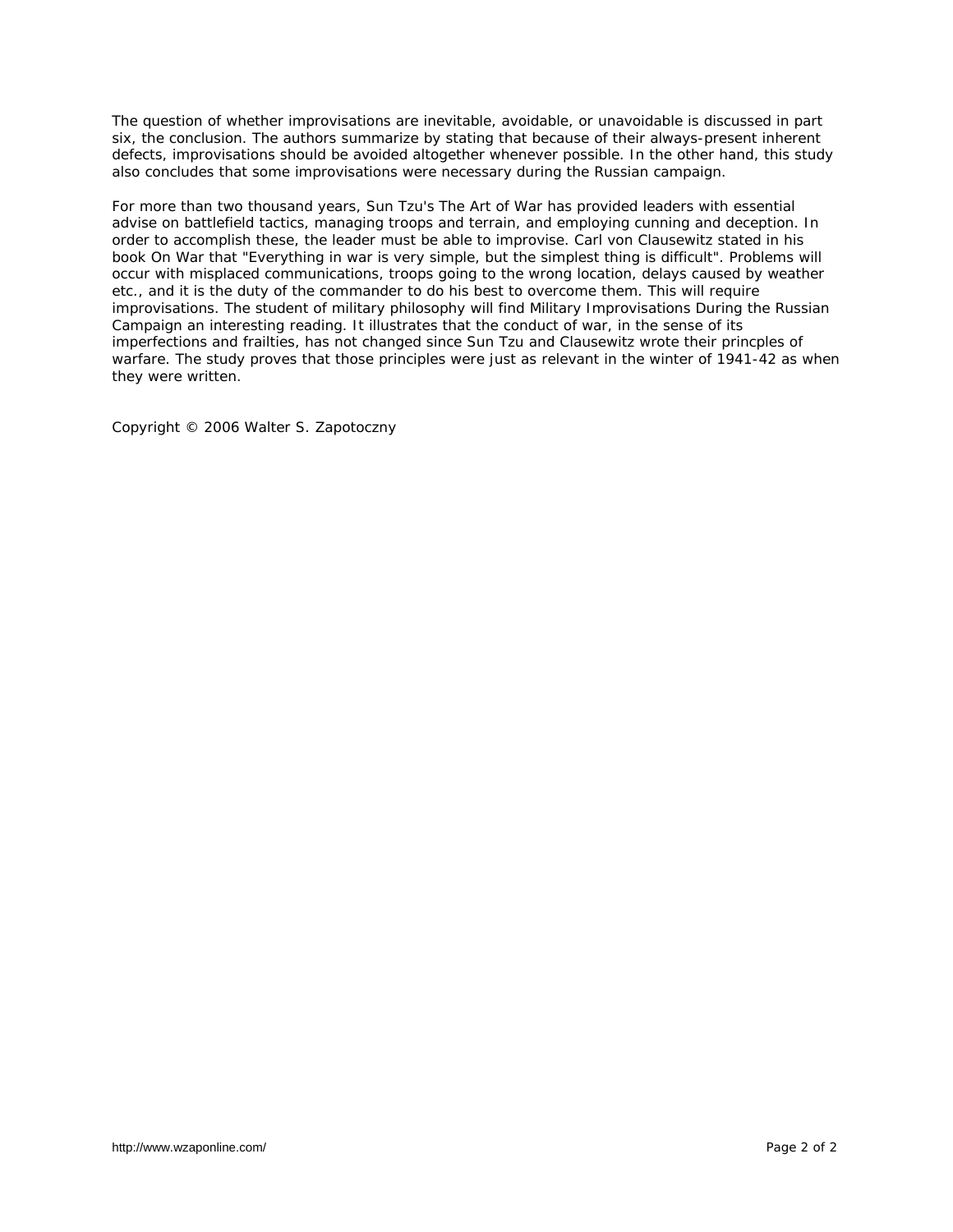The question of whether improvisations are inevitable, avoidable, or unavoidable is discussed in part six, the conclusion. The authors summarize by stating that because of their always-present inherent defects, improvisations should be avoided altogether whenever possible. In the other hand, this study also concludes that some improvisations were necessary during the Russian campaign.

For more than two thousand years, Sun Tzu's The Art of War has provided leaders with essential advise on battlefield tactics, managing troops and terrain, and employing cunning and deception. In order to accomplish these, the leader must be able to improvise. Carl von Clausewitz stated in his book On War that "Everything in war is very simple, but the simplest thing is difficult". Problems will occur with misplaced communications, troops going to the wrong location, delays caused by weather etc., and it is the duty of the commander to do his best to overcome them. This will require improvisations. The student of military philosophy will find Military Improvisations During the Russian Campaign an interesting reading. It illustrates that the conduct of war, in the sense of its imperfections and frailties, has not changed since Sun Tzu and Clausewitz wrote their princples of warfare. The study proves that those principles were just as relevant in the winter of 1941-42 as when they were written.

Copyright © 2006 Walter S. Zapotoczny